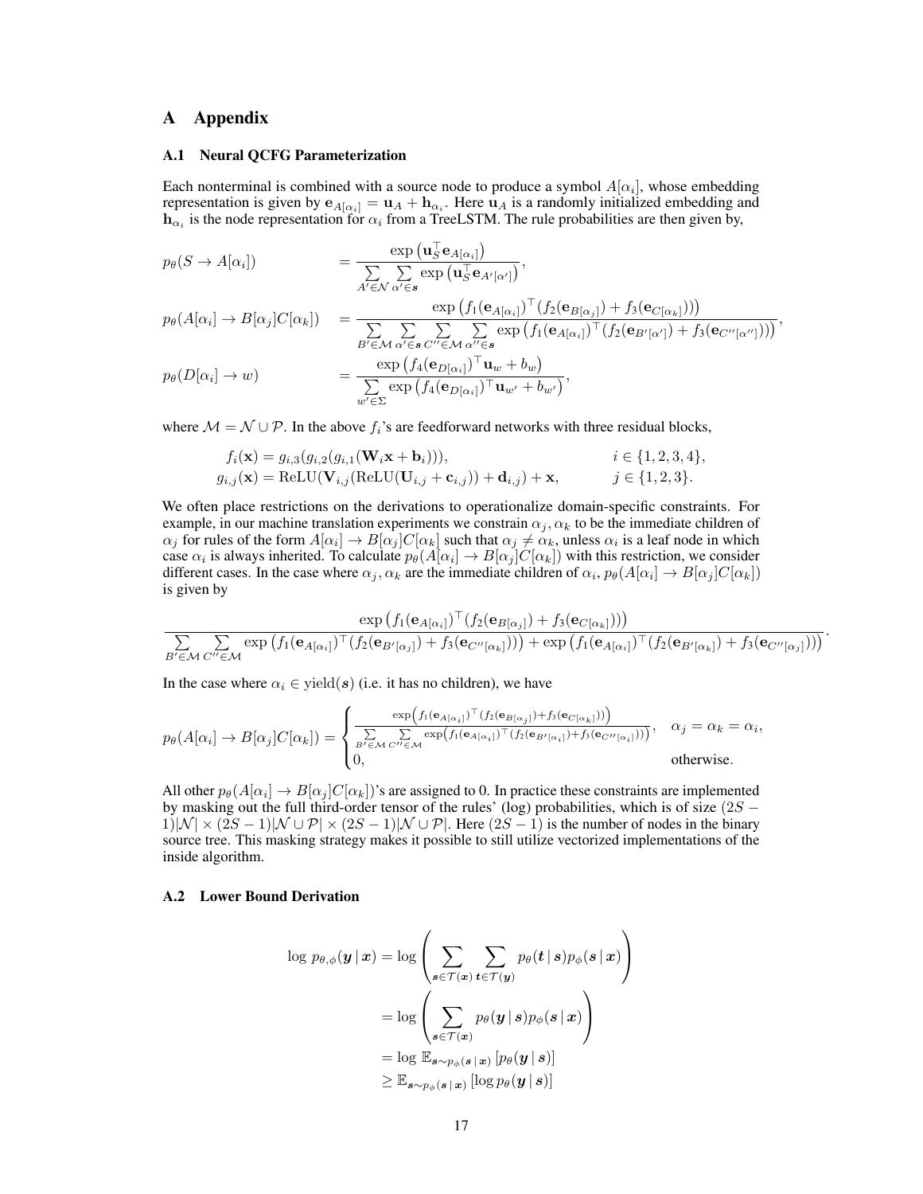# A Appendix

## A.1 Neural QCFG Parameterization

Each nonterminal is combined with a source node to produce a symbol $A[\alpha_i]$, whose embedding representation is given by $\mathbf{e}_{A[\alpha_i]} = \mathbf{u}_A + \mathbf{h}_{\alpha_i}$. Here $\mathbf{u}_A$ is a randomly initialized embedding and $\mathbf{h}_{\alpha_i}$ is the node representation for $\alpha_i$ from a TreeLSTM. The rule probabilities are then given by,

$$
\begin{aligned}
p_\theta(S \rightarrow A[\alpha_i]) &= \frac{\exp\left(\mathbf{u}_S^\top \mathbf{e}_{A[\alpha_i]}\right)}{\sum\limits_{A' \in \mathcal{N}} \sum\limits_{\alpha' \in \boldsymbol{s}} \exp\left(\mathbf{u}_S^\top \mathbf{e}_{A'[\alpha']}\right)}, \\
p_\theta(A[\alpha_i] \rightarrow B[\alpha_j]C[\alpha_k]) &= \frac{\exp\left(f_1(\mathbf{e}_{A[\alpha_i]})^\top (f_2(\mathbf{e}_{B[\alpha_j]}) + f_3(\mathbf{e}_{C[\alpha_k]}))\right)}{\sum\limits_{B' \in \mathcal{M}} \sum\limits_{\alpha' \in \boldsymbol{s}} \sum\limits_{C'' \in \mathcal{M}} \sum\limits_{\alpha'' \in \boldsymbol{s}} \exp\left(f_1(\mathbf{e}_{A[\alpha_i]})^\top (f_2(\mathbf{e}_{B'[\alpha']}) + f_3(\mathbf{e}_{C''[\alpha'']}))\right)}, \\
p_\theta(D[\alpha_i] \rightarrow w) &= \frac{\exp\left(f_4(\mathbf{e}_{D[\alpha_i]})^\top \mathbf{u}_w + b_w\right)}{\sum\limits_{w' \in \Sigma} \exp\left(f_4(\mathbf{e}_{D[\alpha_i]})^\top \mathbf{u}_{w'} + b_{w'}\right)},
\end{aligned}
$$

where $\mathcal{M} = \mathcal{N} \cup \mathcal{P}$. In the above $f_i$'s are feedforward networks with three residual blocks,

$$
\begin{aligned}
f_i(\mathbf{x}) &= g_{i,3}(g_{i,2}(g_{i,1}(\mathbf{W}_i \mathbf{x} + \mathbf{b}_i))), && i \in \{1, 2, 3, 4\}, \\
g_{i,j}(\mathbf{x}) &= \text{ReLU}(\mathbf{V}_{i,j}(\text{ReLU}(\mathbf{U}_{i,j} + \mathbf{c}_{i,j})) + \mathbf{d}_{i,j}) + \mathbf{x}, && j \in \{1, 2, 3\}.
\end{aligned}
$$

We often place restrictions on the derivations to operationalize domain-specific constraints. For example, in our machine translation experiments we constrain $\alpha_j, \alpha_k$ to be the immediate children of $\alpha_j$ for rules of the form $A[\alpha_i] \rightarrow B[\alpha_j]C[\alpha_k]$ such that $\alpha_j \neq \alpha_k$, unless $\alpha_i$ is a leaf node in which case $\alpha_i$ is always inherited. To calculate $p_\theta(A[\alpha_i] \rightarrow B[\alpha_j]C[\alpha_k])$ with this restriction, we consider different cases. In the case where $\alpha_j, \alpha_k$ are the immediate children of $\alpha_i$, $p_\theta(A[\alpha_i] \rightarrow B[\alpha_j]C[\alpha_k])$ is given by

$$
\frac{\exp\left(f_1(\mathbf{e}_{A[\alpha_i]})^\top (f_2(\mathbf{e}_{B[\alpha_j]}) + f_3(\mathbf{e}_{C[\alpha_k]}))\right)}{\sum\limits_{B' \in \mathcal{M}} \sum\limits_{C'' \in \mathcal{M}} \exp\left(f_1(\mathbf{e}_{A[\alpha_i]})^\top (f_2(\mathbf{e}_{B'[\alpha_j]}) + f_3(\mathbf{e}_{C''[\alpha_k]}))\right) + \exp\left(f_1(\mathbf{e}_{A[\alpha_i]})^\top (f_2(\mathbf{e}_{B'[\alpha_k]}) + f_3(\mathbf{e}_{C''[\alpha_j]}))\right)}.
$$

In the case where $\alpha_i \in \text{yield}(\boldsymbol{s})$ (i.e. it has no children), we have

$$
p_\theta(A[\alpha_i] \rightarrow B[\alpha_j]C[\alpha_k]) = \begin{cases} \dfrac{\exp\left(f_1(\mathbf{e}_{A[\alpha_i]})^\top (f_2(\mathbf{e}_{B[\alpha_j]}) + f_3(\mathbf{e}_{C[\alpha_k]}))\right)}{\sum\limits_{B' \in \mathcal{M}} \sum\limits_{C'' \in \mathcal{M}} \exp\left(f_1(\mathbf{e}_{A[\alpha_i]})^\top (f_2(\mathbf{e}_{B'[\alpha_i]}) + f_3(\mathbf{e}_{C''[\alpha_i]}))\right)}, & \alpha_j = \alpha_k = \alpha_i, \\ 0, & \text{otherwise.} \end{cases}
$$

All other $p_\theta(A[\alpha_i] \rightarrow B[\alpha_j]C[\alpha_k])$'s are assigned to 0. In practice these constraints are implemented by masking out the full third-order tensor of the rules' (log) probabilities, which is of size $(2S-1)|\mathcal{N}| \times (2S-1)|\mathcal{N} \cup \mathcal{P}| \times (2S-1)|\mathcal{N} \cup \mathcal{P}|$. Here $(2S-1)$ is the number of nodes in the binary source tree. This masking strategy makes it possible to still utilize vectorized implementations of the inside algorithm.

## A.2 Lower Bound Derivation

$$
\begin{aligned}
\log\, p_{\theta,\phi}(\boldsymbol{y} \,|\, \boldsymbol{x}) &= \log\left(\sum_{\boldsymbol{s} \in \mathcal{T}(\boldsymbol{x})} \sum_{\boldsymbol{t} \in \mathcal{T}(\boldsymbol{y})} p_\theta(\boldsymbol{t} \,|\, \boldsymbol{s}) p_\phi(\boldsymbol{s} \,|\, \boldsymbol{x})\right) \\
&= \log\left(\sum_{\boldsymbol{s} \in \mathcal{T}(\boldsymbol{x})} p_\theta(\boldsymbol{y} \,|\, \boldsymbol{s}) p_\phi(\boldsymbol{s} \,|\, \boldsymbol{x})\right) \\
&= \log\, \mathbb{E}_{\boldsymbol{s} \sim p_\phi(\boldsymbol{s} \,|\, \boldsymbol{x})}\left[p_\theta(\boldsymbol{y} \,|\, \boldsymbol{s})\right] \\
&\geq \mathbb{E}_{\boldsymbol{s} \sim p_\phi(\boldsymbol{s} \,|\, \boldsymbol{x})}\left[\log p_\theta(\boldsymbol{y} \,|\, \boldsymbol{s})\right]
\end{aligned}
$$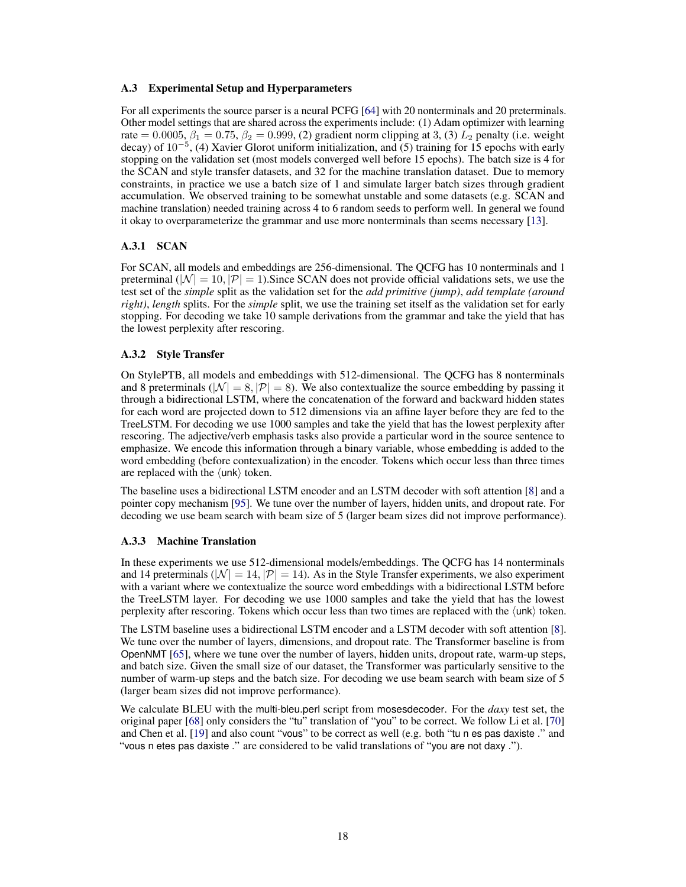### A.3 Experimental Setup and Hyperparameters

For all experiments the source parser is a neural PCFG [64] with 20 nonterminals and 20 preterminals. Other model settings that are shared across the experiments include: (1) Adam optimizer with learning rate $= 0.0005$, $\beta_1 = 0.75$, $\beta_2 = 0.999$, (2) gradient norm clipping at 3, (3) $L_2$ penalty (i.e. weight decay) of $10^{-5}$, (4) Xavier Glorot uniform initialization, and (5) training for 15 epochs with early stopping on the validation set (most models converged well before 15 epochs). The batch size is 4 for the SCAN and style transfer datasets, and 32 for the machine translation dataset. Due to memory constraints, in practice we use a batch size of 1 and simulate larger batch sizes through gradient accumulation. We observed training to be somewhat unstable and some datasets (e.g. SCAN and machine translation) needed training across 4 to 6 random seeds to perform well. In general we found it okay to overparameterize the grammar and use more nonterminals than seems necessary [13].

#### A.3.1 SCAN

For SCAN, all models and embeddings are 256-dimensional. The QCFG has 10 nonterminals and 1 preterminal ($|\mathcal{N}| = 10, |\mathcal{P}| = 1$).Since SCAN does not provide official validations sets, we use the test set of the *simple* split as the validation set for the *add primitive (jump)*, *add template (around right)*, *length* splits. For the *simple* split, we use the training set itself as the validation set for early stopping. For decoding we take 10 sample derivations from the grammar and take the yield that has the lowest perplexity after rescoring.

#### A.3.2 Style Transfer

On StylePTB, all models and embeddings with 512-dimensional. The QCFG has 8 nonterminals and 8 preterminals ($|\mathcal{N}| = 8, |\mathcal{P}| = 8$). We also contextualize the source embedding by passing it through a bidirectional LSTM, where the concatenation of the forward and backward hidden states for each word are projected down to 512 dimensions via an affine layer before they are fed to the TreeLSTM. For decoding we use 1000 samples and take the yield that has the lowest perplexity after rescoring. The adjective/verb emphasis tasks also provide a particular word in the source sentence to emphasize. We encode this information through a binary variable, whose embedding is added to the word embedding (before contexualization) in the encoder. Tokens which occur less than three times are replaced with the ⟨unk⟩ token.

The baseline uses a bidirectional LSTM encoder and an LSTM decoder with soft attention [8] and a pointer copy mechanism [95]. We tune over the number of layers, hidden units, and dropout rate. For decoding we use beam search with beam size of 5 (larger beam sizes did not improve performance).

#### A.3.3 Machine Translation

In these experiments we use 512-dimensional models/embeddings. The QCFG has 14 nonterminals and 14 preterminals ($|\mathcal{N}| = 14, |\mathcal{P}| = 14$). As in the Style Transfer experiments, we also experiment with a variant where we contextualize the source word embeddings with a bidirectional LSTM before the TreeLSTM layer. For decoding we use 1000 samples and take the yield that has the lowest perplexity after rescoring. Tokens which occur less than two times are replaced with the ⟨unk⟩ token.

The LSTM baseline uses a bidirectional LSTM encoder and a LSTM decoder with soft attention [8]. We tune over the number of layers, dimensions, and dropout rate. The Transformer baseline is from OpenNMT [65], where we tune over the number of layers, hidden units, dropout rate, warm-up steps, and batch size. Given the small size of our dataset, the Transformer was particularly sensitive to the number of warm-up steps and the batch size. For decoding we use beam search with beam size of 5 (larger beam sizes did not improve performance).

We calculate BLEU with the multi-bleu.perl script from mosesdecoder. For the *daxy* test set, the original paper [68] only considers the "tu" translation of "you" to be correct. We follow Li et al. [70] and Chen et al. [19] and also count "vous" to be correct as well (e.g. both "tu n es pas daxiste ." and "vous n etes pas daxiste ." are considered to be valid translations of "you are not daxy .").